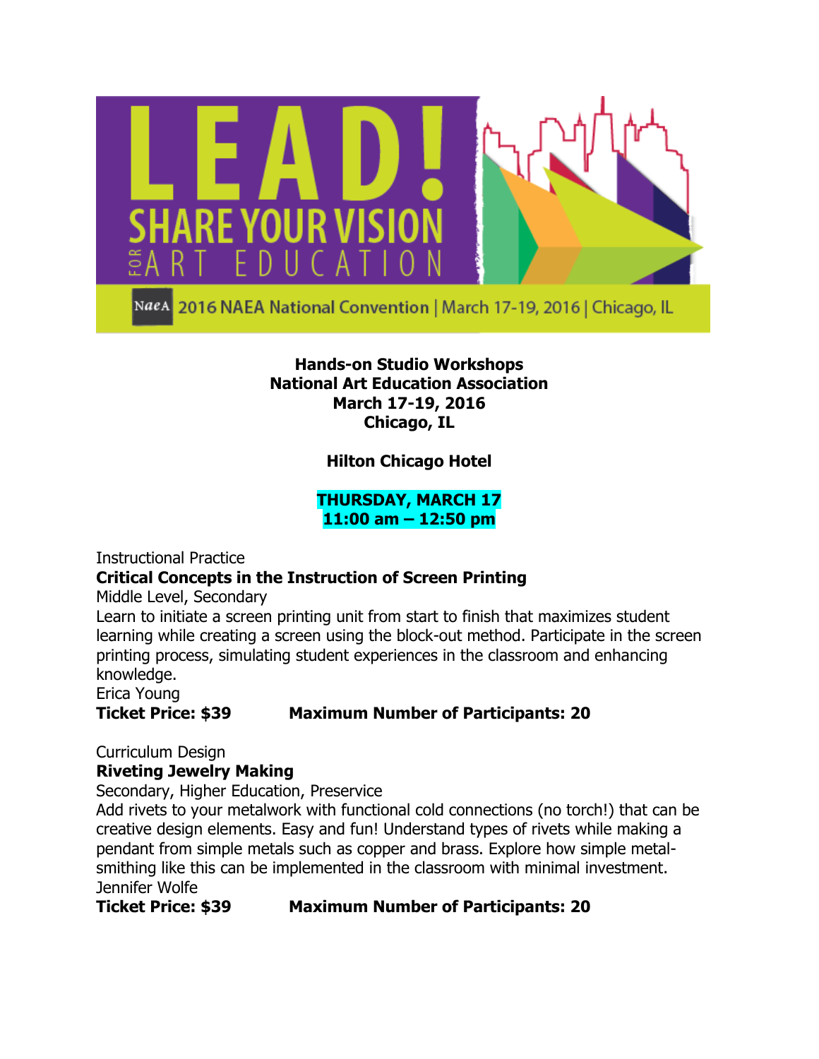# LEAD! SHARE YOUR VISION FOR ART EDUCATION

NAEA 2016 NAEA National Convention | March 17-19, 2016 | Chicago, IL

**Hands-on Studio Workshops**
**National Art Education Association**
**March 17-19, 2016**
**Chicago, IL**

**Hilton Chicago Hotel**

## THURSDAY, MARCH 17
## 11:00 am – 12:50 pm

Instructional Practice
**Critical Concepts in the Instruction of Screen Printing**
Middle Level, Secondary
Learn to initiate a screen printing unit from start to finish that maximizes student learning while creating a screen using the block-out method. Participate in the screen printing process, simulating student experiences in the classroom and enhancing knowledge.
Erica Young
**Ticket Price: $39** **Maximum Number of Participants: 20**

Curriculum Design
**Riveting Jewelry Making**
Secondary, Higher Education, Preservice
Add rivets to your metalwork with functional cold connections (no torch!) that can be creative design elements. Easy and fun! Understand types of rivets while making a pendant from simple metals such as copper and brass. Explore how simple metal-smithing like this can be implemented in the classroom with minimal investment.
Jennifer Wolfe
**Ticket Price: $39** **Maximum Number of Participants: 20**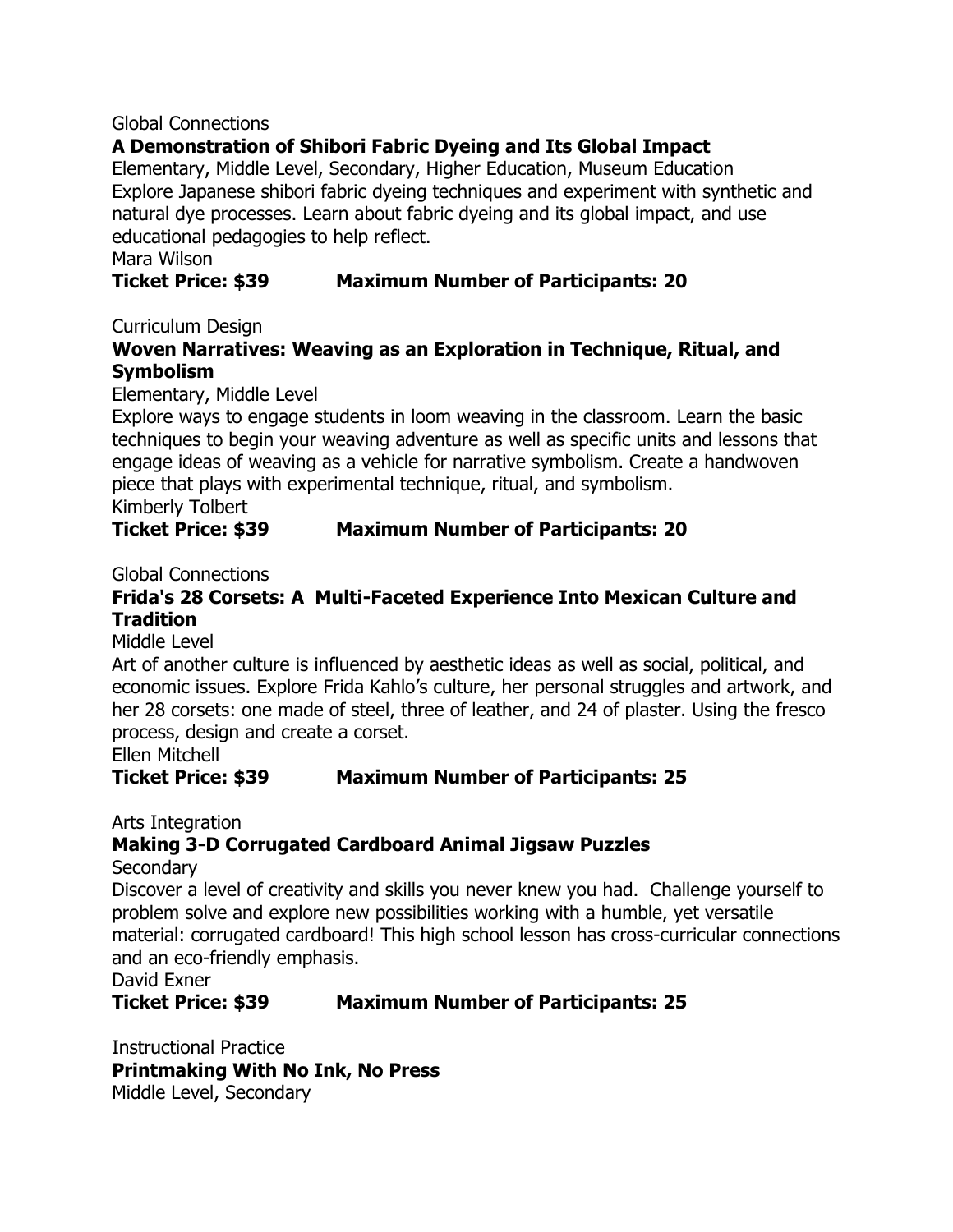Global Connections

**A Demonstration of Shibori Fabric Dyeing and Its Global Impact**

Elementary, Middle Level, Secondary, Higher Education, Museum Education

Explore Japanese shibori fabric dyeing techniques and experiment with synthetic and natural dye processes. Learn about fabric dyeing and its global impact, and use educational pedagogies to help reflect.

Mara Wilson

**Ticket Price: $39 Maximum Number of Participants: 20**

Curriculum Design

**Woven Narratives: Weaving as an Exploration in Technique, Ritual, and Symbolism**

Elementary, Middle Level

Explore ways to engage students in loom weaving in the classroom. Learn the basic techniques to begin your weaving adventure as well as specific units and lessons that engage ideas of weaving as a vehicle for narrative symbolism. Create a handwoven piece that plays with experimental technique, ritual, and symbolism.

Kimberly Tolbert

**Ticket Price: $39 Maximum Number of Participants: 20**

Global Connections

**Frida's 28 Corsets: A Multi-Faceted Experience Into Mexican Culture and Tradition**

Middle Level

Art of another culture is influenced by aesthetic ideas as well as social, political, and economic issues. Explore Frida Kahlo's culture, her personal struggles and artwork, and her 28 corsets: one made of steel, three of leather, and 24 of plaster. Using the fresco process, design and create a corset.

Ellen Mitchell

**Ticket Price: $39 Maximum Number of Participants: 25**

Arts Integration

**Making 3-D Corrugated Cardboard Animal Jigsaw Puzzles**

Secondary

Discover a level of creativity and skills you never knew you had. Challenge yourself to problem solve and explore new possibilities working with a humble, yet versatile material: corrugated cardboard! This high school lesson has cross-curricular connections and an eco-friendly emphasis.

David Exner

**Ticket Price: $39 Maximum Number of Participants: 25**

Instructional Practice

**Printmaking With No Ink, No Press**

Middle Level, Secondary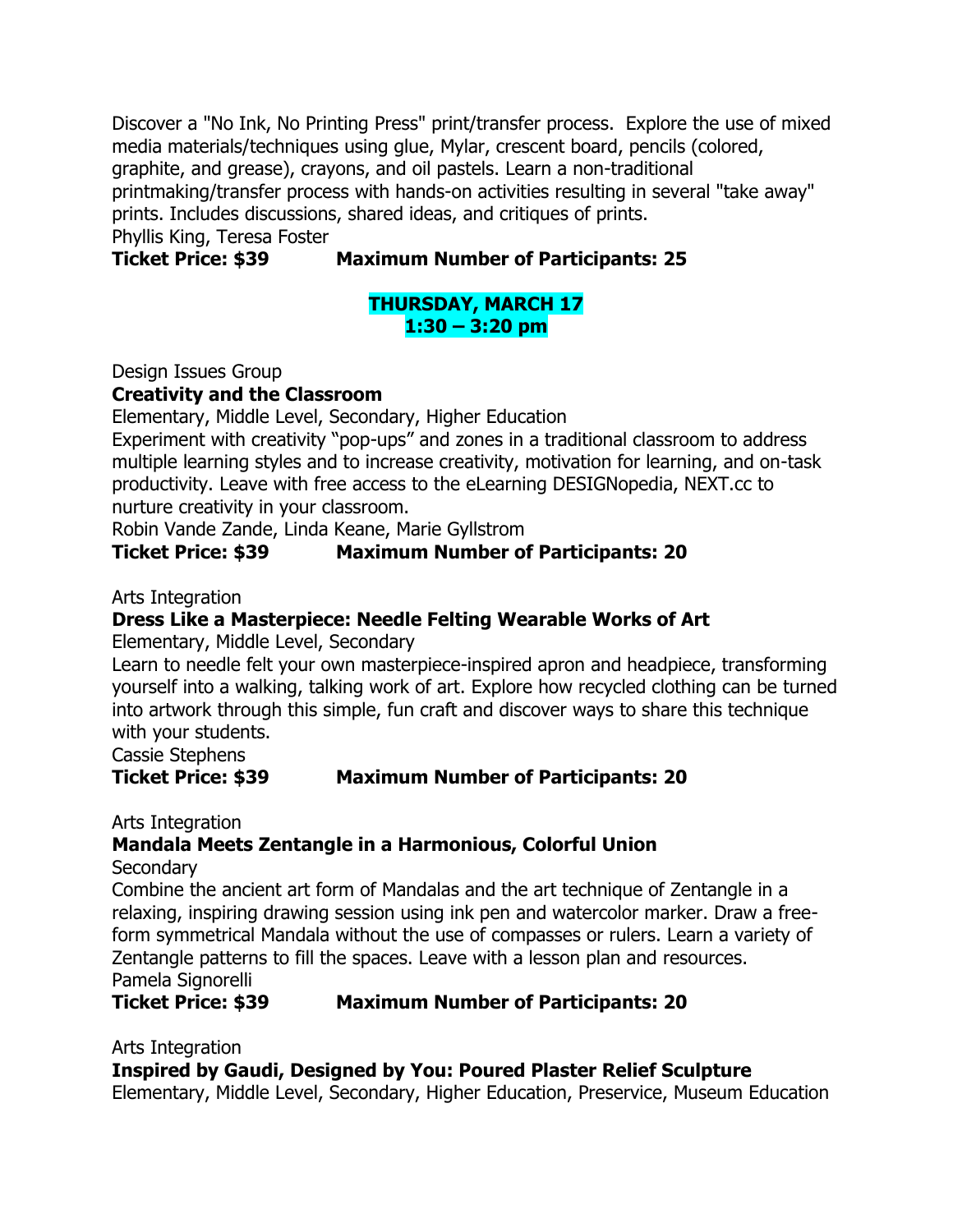Discover a "No Ink, No Printing Press" print/transfer process. Explore the use of mixed media materials/techniques using glue, Mylar, crescent board, pencils (colored, graphite, and grease), crayons, and oil pastels. Learn a non-traditional printmaking/transfer process with hands-on activities resulting in several "take away" prints. Includes discussions, shared ideas, and critiques of prints.
Phyllis King, Teresa Foster
**Ticket Price: $39 Maximum Number of Participants: 25**

## THURSDAY, MARCH 17
## 1:30 – 3:20 pm

Design Issues Group
**Creativity and the Classroom**
Elementary, Middle Level, Secondary, Higher Education
Experiment with creativity "pop-ups" and zones in a traditional classroom to address multiple learning styles and to increase creativity, motivation for learning, and on-task productivity. Leave with free access to the eLearning DESIGNopedia, NEXT.cc to nurture creativity in your classroom.
Robin Vande Zande, Linda Keane, Marie Gyllstrom
**Ticket Price: $39 Maximum Number of Participants: 20**

Arts Integration
**Dress Like a Masterpiece: Needle Felting Wearable Works of Art**
Elementary, Middle Level, Secondary
Learn to needle felt your own masterpiece-inspired apron and headpiece, transforming yourself into a walking, talking work of art. Explore how recycled clothing can be turned into artwork through this simple, fun craft and discover ways to share this technique with your students.
Cassie Stephens
**Ticket Price: $39 Maximum Number of Participants: 20**

Arts Integration
**Mandala Meets Zentangle in a Harmonious, Colorful Union**
Secondary
Combine the ancient art form of Mandalas and the art technique of Zentangle in a relaxing, inspiring drawing session using ink pen and watercolor marker. Draw a free-form symmetrical Mandala without the use of compasses or rulers. Learn a variety of Zentangle patterns to fill the spaces. Leave with a lesson plan and resources.
Pamela Signorelli
**Ticket Price: $39 Maximum Number of Participants: 20**

Arts Integration
**Inspired by Gaudi, Designed by You: Poured Plaster Relief Sculpture**
Elementary, Middle Level, Secondary, Higher Education, Preservice, Museum Education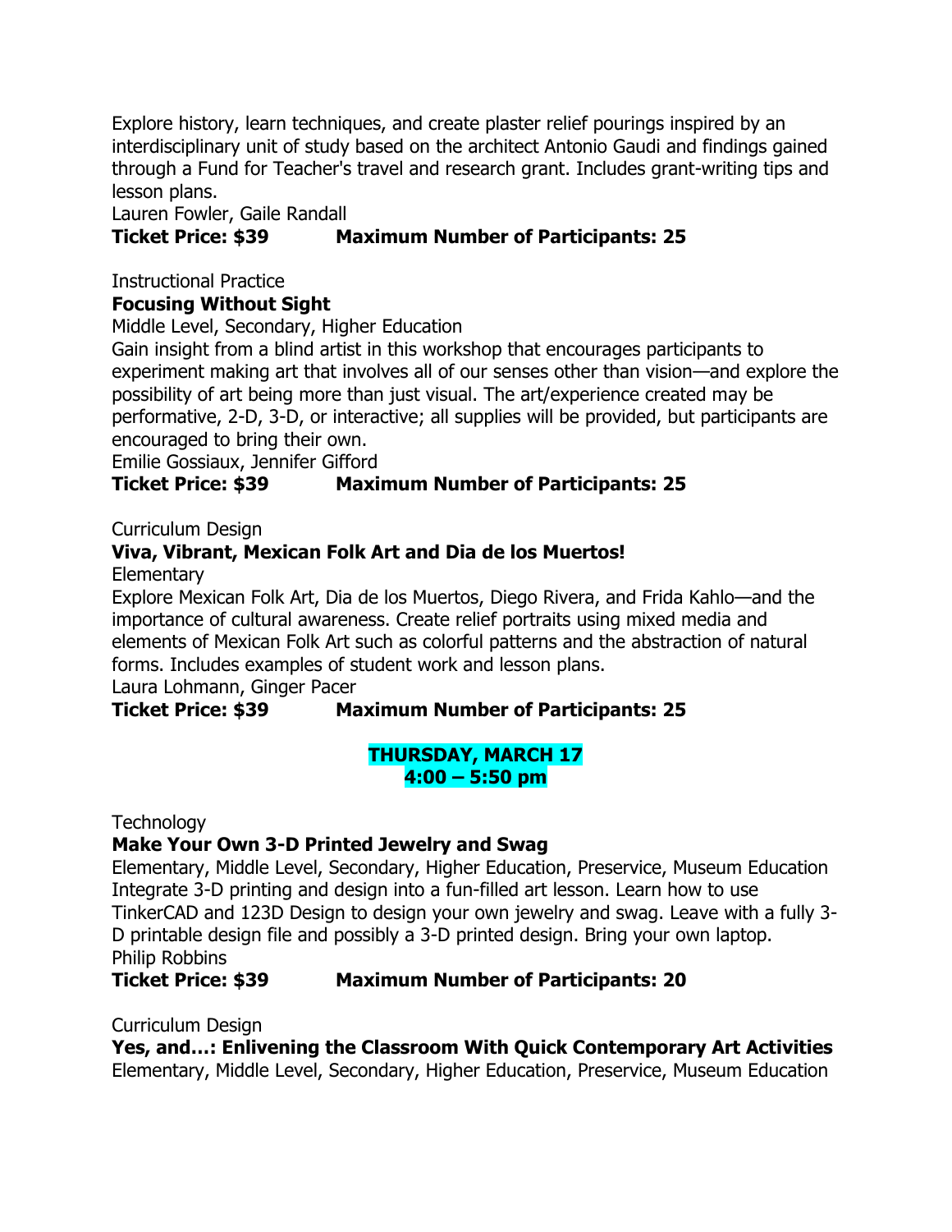Explore history, learn techniques, and create plaster relief pourings inspired by an interdisciplinary unit of study based on the architect Antonio Gaudi and findings gained through a Fund for Teacher's travel and research grant. Includes grant-writing tips and lesson plans.
Lauren Fowler, Gaile Randall
**Ticket Price: $39 Maximum Number of Participants: 25**

Instructional Practice
**Focusing Without Sight**
Middle Level, Secondary, Higher Education
Gain insight from a blind artist in this workshop that encourages participants to experiment making art that involves all of our senses other than vision—and explore the possibility of art being more than just visual. The art/experience created may be performative, 2-D, 3-D, or interactive; all supplies will be provided, but participants are encouraged to bring their own.
Emilie Gossiaux, Jennifer Gifford
**Ticket Price: $39 Maximum Number of Participants: 25**

Curriculum Design
**Viva, Vibrant, Mexican Folk Art and Dia de los Muertos!**
Elementary
Explore Mexican Folk Art, Dia de los Muertos, Diego Rivera, and Frida Kahlo—and the importance of cultural awareness. Create relief portraits using mixed media and elements of Mexican Folk Art such as colorful patterns and the abstraction of natural forms. Includes examples of student work and lesson plans.
Laura Lohmann, Ginger Pacer
**Ticket Price: $39 Maximum Number of Participants: 25**

## THURSDAY, MARCH 17
## 4:00 – 5:50 pm

Technology
**Make Your Own 3-D Printed Jewelry and Swag**
Elementary, Middle Level, Secondary, Higher Education, Preservice, Museum Education
Integrate 3-D printing and design into a fun-filled art lesson. Learn how to use TinkerCAD and 123D Design to design your own jewelry and swag. Leave with a fully 3-D printable design file and possibly a 3-D printed design. Bring your own laptop.
Philip Robbins
**Ticket Price: $39 Maximum Number of Participants: 20**

Curriculum Design
**Yes, and…: Enlivening the Classroom With Quick Contemporary Art Activities**
Elementary, Middle Level, Secondary, Higher Education, Preservice, Museum Education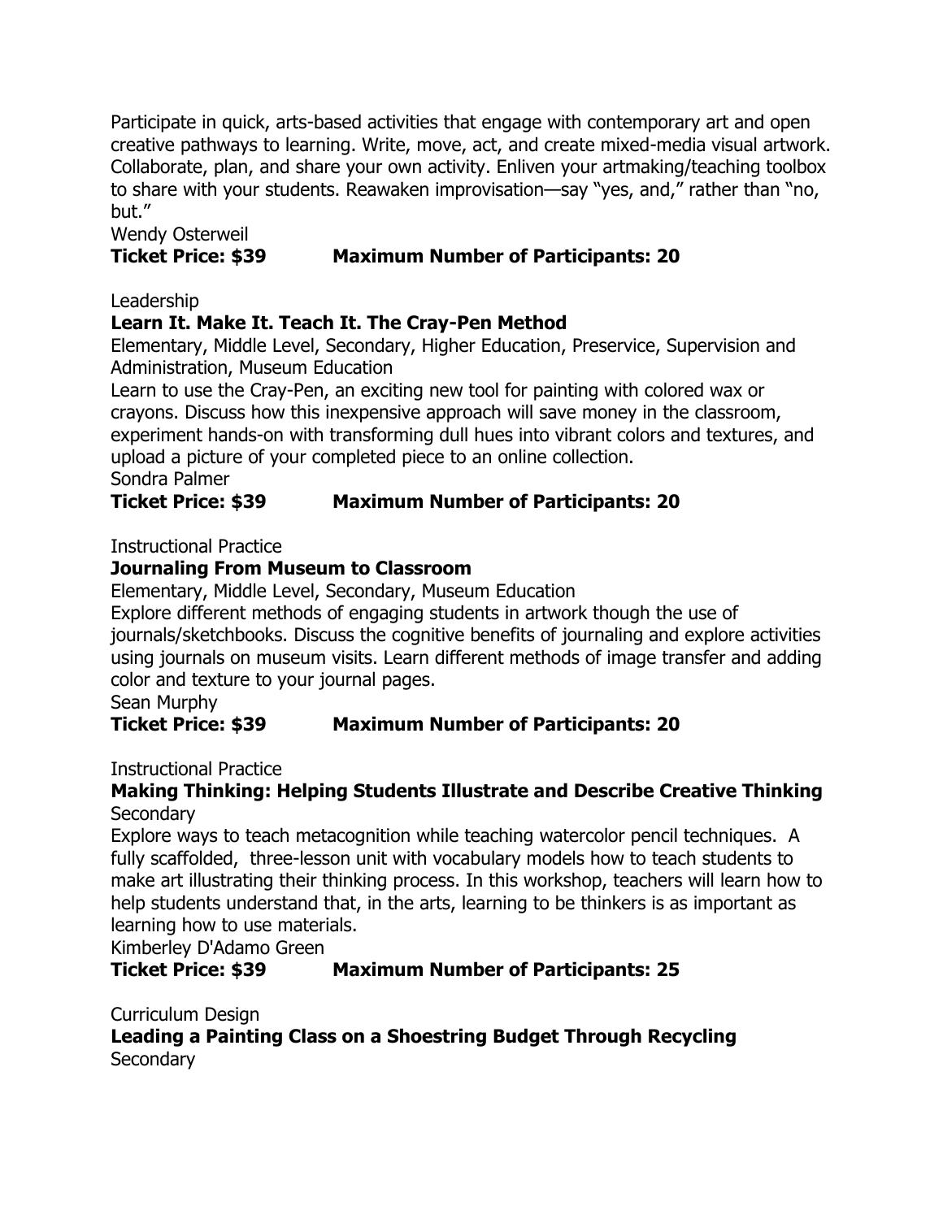Participate in quick, arts-based activities that engage with contemporary art and open creative pathways to learning. Write, move, act, and create mixed-media visual artwork. Collaborate, plan, and share your own activity. Enliven your artmaking/teaching toolbox to share with your students. Reawaken improvisation—say "yes, and," rather than "no, but."

Wendy Osterweil

**Ticket Price: $39 Maximum Number of Participants: 20**

Leadership

**Learn It. Make It. Teach It. The Cray-Pen Method**

Elementary, Middle Level, Secondary, Higher Education, Preservice, Supervision and Administration, Museum Education

Learn to use the Cray-Pen, an exciting new tool for painting with colored wax or crayons. Discuss how this inexpensive approach will save money in the classroom, experiment hands-on with transforming dull hues into vibrant colors and textures, and upload a picture of your completed piece to an online collection.

Sondra Palmer

**Ticket Price: $39 Maximum Number of Participants: 20**

Instructional Practice

**Journaling From Museum to Classroom**

Elementary, Middle Level, Secondary, Museum Education

Explore different methods of engaging students in artwork though the use of journals/sketchbooks. Discuss the cognitive benefits of journaling and explore activities using journals on museum visits. Learn different methods of image transfer and adding color and texture to your journal pages.

Sean Murphy

**Ticket Price: $39 Maximum Number of Participants: 20**

Instructional Practice

**Making Thinking: Helping Students Illustrate and Describe Creative Thinking**

Secondary

Explore ways to teach metacognition while teaching watercolor pencil techniques. A fully scaffolded, three-lesson unit with vocabulary models how to teach students to make art illustrating their thinking process. In this workshop, teachers will learn how to help students understand that, in the arts, learning to be thinkers is as important as learning how to use materials.

Kimberley D'Adamo Green

**Ticket Price: $39 Maximum Number of Participants: 25**

Curriculum Design

**Leading a Painting Class on a Shoestring Budget Through Recycling**

Secondary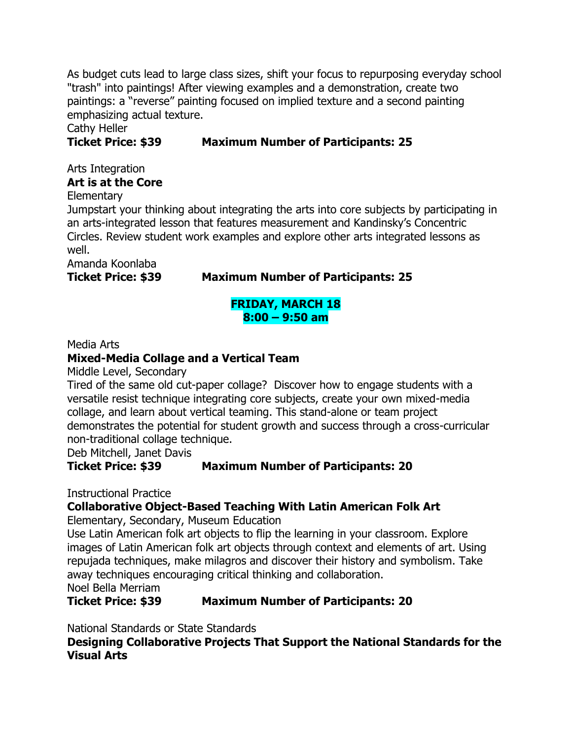As budget cuts lead to large class sizes, shift your focus to repurposing everyday school "trash" into paintings! After viewing examples and a demonstration, create two paintings: a "reverse" painting focused on implied texture and a second painting emphasizing actual texture.

Cathy Heller

**Ticket Price: $39 Maximum Number of Participants: 25**

Arts Integration

**Art is at the Core**

Elementary

Jumpstart your thinking about integrating the arts into core subjects by participating in an arts-integrated lesson that features measurement and Kandinsky's Concentric Circles. Review student work examples and explore other arts integrated lessons as well.

Amanda Koonlaba

**Ticket Price: $39 Maximum Number of Participants: 25**

**FRIDAY, MARCH 18**
**8:00 – 9:50 am**

Media Arts

**Mixed-Media Collage and a Vertical Team**

Middle Level, Secondary

Tired of the same old cut-paper collage? Discover how to engage students with a versatile resist technique integrating core subjects, create your own mixed-media collage, and learn about vertical teaming. This stand-alone or team project demonstrates the potential for student growth and success through a cross-curricular non-traditional collage technique.

Deb Mitchell, Janet Davis

**Ticket Price: $39 Maximum Number of Participants: 20**

Instructional Practice

**Collaborative Object-Based Teaching With Latin American Folk Art**

Elementary, Secondary, Museum Education

Use Latin American folk art objects to flip the learning in your classroom. Explore images of Latin American folk art objects through context and elements of art. Using repujada techniques, make milagros and discover their history and symbolism. Take away techniques encouraging critical thinking and collaboration.

Noel Bella Merriam

**Ticket Price: $39 Maximum Number of Participants: 20**

National Standards or State Standards

**Designing Collaborative Projects That Support the National Standards for the Visual Arts**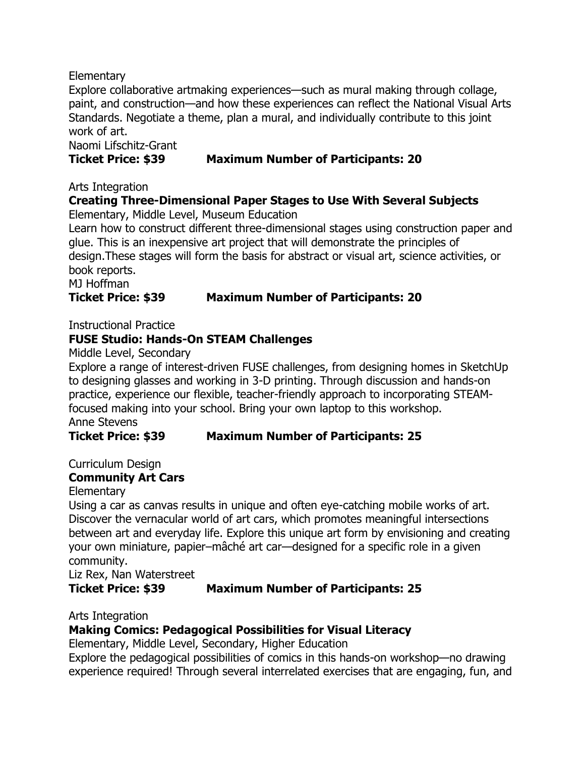Elementary

Explore collaborative artmaking experiences—such as mural making through collage, paint, and construction—and how these experiences can reflect the National Visual Arts Standards. Negotiate a theme, plan a mural, and individually contribute to this joint work of art.

Naomi Lifschitz-Grant

**Ticket Price: $39 Maximum Number of Participants: 20**

Arts Integration

**Creating Three-Dimensional Paper Stages to Use With Several Subjects**

Elementary, Middle Level, Museum Education

Learn how to construct different three-dimensional stages using construction paper and glue. This is an inexpensive art project that will demonstrate the principles of design.These stages will form the basis for abstract or visual art, science activities, or book reports.

MJ Hoffman

**Ticket Price: $39 Maximum Number of Participants: 20**

Instructional Practice

**FUSE Studio: Hands-On STEAM Challenges**

Middle Level, Secondary

Explore a range of interest-driven FUSE challenges, from designing homes in SketchUp to designing glasses and working in 3-D printing. Through discussion and hands-on practice, experience our flexible, teacher-friendly approach to incorporating STEAM-focused making into your school. Bring your own laptop to this workshop.

Anne Stevens

**Ticket Price: $39 Maximum Number of Participants: 25**

Curriculum Design

**Community Art Cars**

Elementary

Using a car as canvas results in unique and often eye-catching mobile works of art. Discover the vernacular world of art cars, which promotes meaningful intersections between art and everyday life. Explore this unique art form by envisioning and creating your own miniature, papier–mâché art car—designed for a specific role in a given community.

Liz Rex, Nan Waterstreet

**Ticket Price: $39 Maximum Number of Participants: 25**

Arts Integration

**Making Comics: Pedagogical Possibilities for Visual Literacy**

Elementary, Middle Level, Secondary, Higher Education

Explore the pedagogical possibilities of comics in this hands-on workshop—no drawing experience required! Through several interrelated exercises that are engaging, fun, and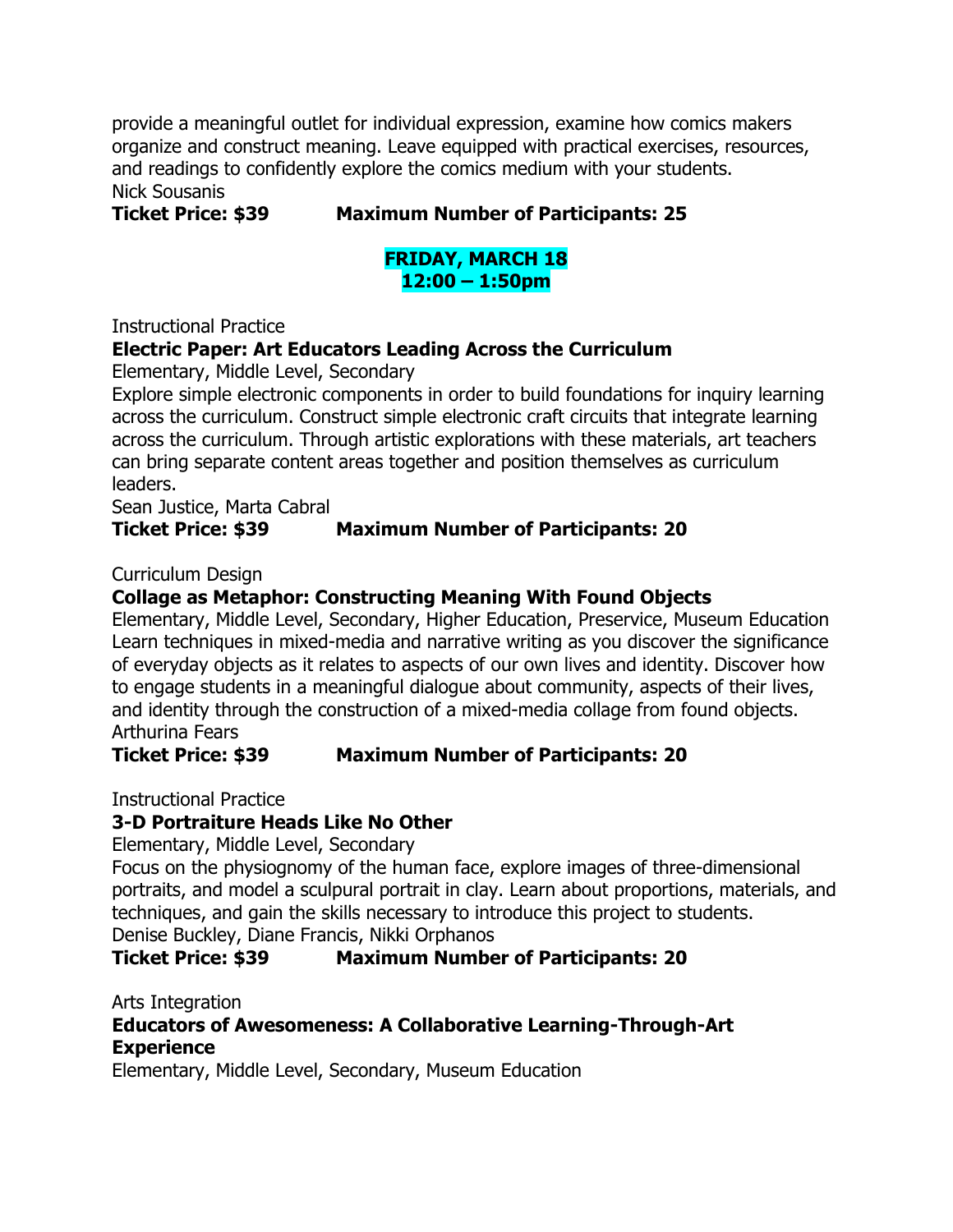provide a meaningful outlet for individual expression, examine how comics makers organize and construct meaning. Leave equipped with practical exercises, resources, and readings to confidently explore the comics medium with your students.
Nick Sousanis
**Ticket Price: $39　　　Maximum Number of Participants: 25**

## FRIDAY, MARCH 18
## 12:00 – 1:50pm

Instructional Practice
**Electric Paper: Art Educators Leading Across the Curriculum**
Elementary, Middle Level, Secondary
Explore simple electronic components in order to build foundations for inquiry learning across the curriculum. Construct simple electronic craft circuits that integrate learning across the curriculum. Through artistic explorations with these materials, art teachers can bring separate content areas together and position themselves as curriculum leaders.
Sean Justice, Marta Cabral
**Ticket Price: $39　　　Maximum Number of Participants: 20**

Curriculum Design
**Collage as Metaphor: Constructing Meaning With Found Objects**
Elementary, Middle Level, Secondary, Higher Education, Preservice, Museum Education
Learn techniques in mixed-media and narrative writing as you discover the significance of everyday objects as it relates to aspects of our own lives and identity. Discover how to engage students in a meaningful dialogue about community, aspects of their lives, and identity through the construction of a mixed-media collage from found objects.
Arthurina Fears
**Ticket Price: $39　　　Maximum Number of Participants: 20**

Instructional Practice
**3-D Portraiture Heads Like No Other**
Elementary, Middle Level, Secondary
Focus on the physiognomy of the human face, explore images of three-dimensional portraits, and model a sculpural portrait in clay. Learn about proportions, materials, and techniques, and gain the skills necessary to introduce this project to students.
Denise Buckley, Diane Francis, Nikki Orphanos
**Ticket Price: $39　　　Maximum Number of Participants: 20**

Arts Integration
**Educators of Awesomeness: A Collaborative Learning-Through-Art Experience**
Elementary, Middle Level, Secondary, Museum Education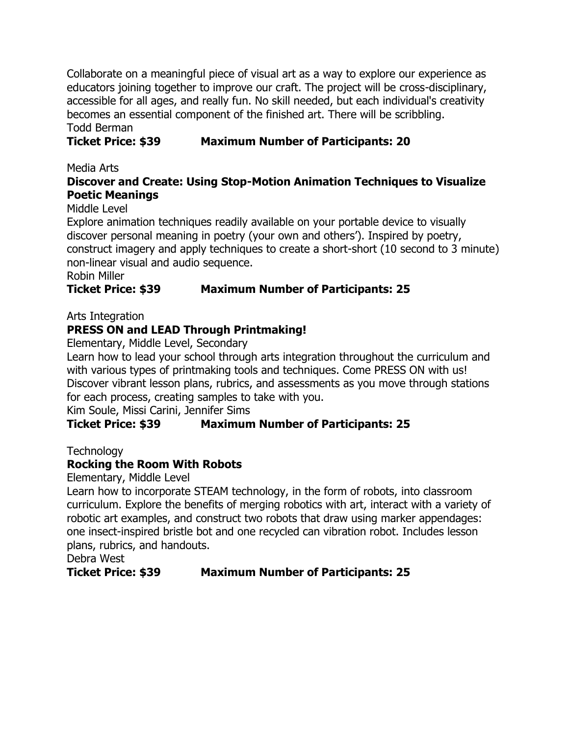Collaborate on a meaningful piece of visual art as a way to explore our experience as educators joining together to improve our craft. The project will be cross-disciplinary, accessible for all ages, and really fun. No skill needed, but each individual's creativity becomes an essential component of the finished art. There will be scribbling.
Todd Berman

**Ticket Price: $39 Maximum Number of Participants: 20**

Media Arts

**Discover and Create: Using Stop-Motion Animation Techniques to Visualize Poetic Meanings**

Middle Level

Explore animation techniques readily available on your portable device to visually discover personal meaning in poetry (your own and others'). Inspired by poetry, construct imagery and apply techniques to create a short-short (10 second to 3 minute) non-linear visual and audio sequence.
Robin Miller

**Ticket Price: $39 Maximum Number of Participants: 25**

Arts Integration

**PRESS ON and LEAD Through Printmaking!**

Elementary, Middle Level, Secondary

Learn how to lead your school through arts integration throughout the curriculum and with various types of printmaking tools and techniques. Come PRESS ON with us! Discover vibrant lesson plans, rubrics, and assessments as you move through stations for each process, creating samples to take with you.
Kim Soule, Missi Carini, Jennifer Sims

**Ticket Price: $39 Maximum Number of Participants: 25**

Technology

**Rocking the Room With Robots**

Elementary, Middle Level

Learn how to incorporate STEAM technology, in the form of robots, into classroom curriculum. Explore the benefits of merging robotics with art, interact with a variety of robotic art examples, and construct two robots that draw using marker appendages: one insect-inspired bristle bot and one recycled can vibration robot. Includes lesson plans, rubrics, and handouts.
Debra West

**Ticket Price: $39 Maximum Number of Participants: 25**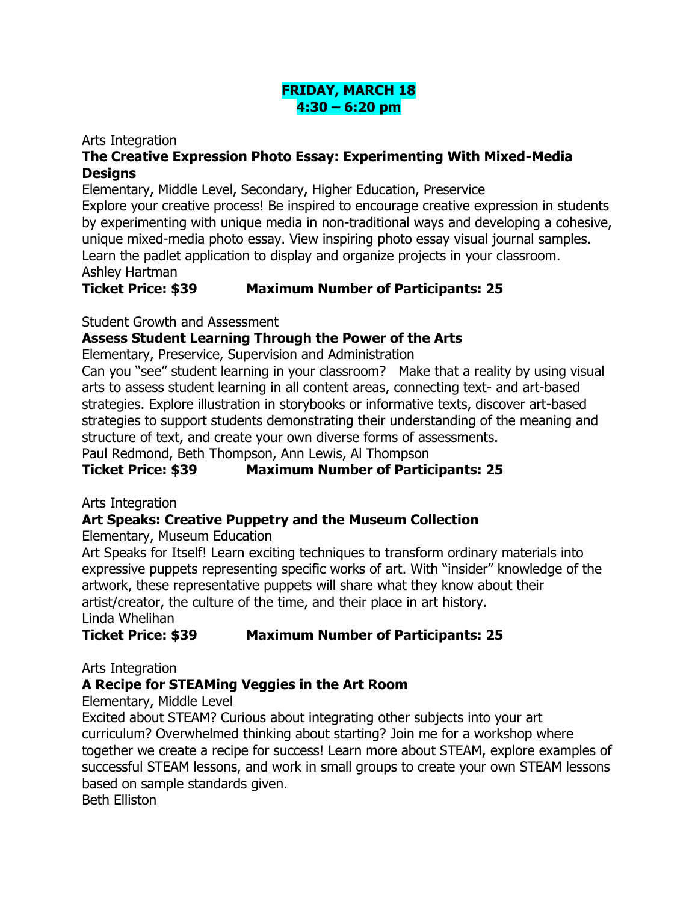## FRIDAY, MARCH 18
## 4:30 – 6:20 pm

Arts Integration

**The Creative Expression Photo Essay: Experimenting With Mixed-Media Designs**

Elementary, Middle Level, Secondary, Higher Education, Preservice

Explore your creative process! Be inspired to encourage creative expression in students by experimenting with unique media in non-traditional ways and developing a cohesive, unique mixed-media photo essay. View inspiring photo essay visual journal samples. Learn the padlet application to display and organize projects in your classroom.

Ashley Hartman

**Ticket Price: $39 Maximum Number of Participants: 25**

Student Growth and Assessment

**Assess Student Learning Through the Power of the Arts**

Elementary, Preservice, Supervision and Administration

Can you "see" student learning in your classroom? Make that a reality by using visual arts to assess student learning in all content areas, connecting text- and art-based strategies. Explore illustration in storybooks or informative texts, discover art-based strategies to support students demonstrating their understanding of the meaning and structure of text, and create your own diverse forms of assessments.

Paul Redmond, Beth Thompson, Ann Lewis, Al Thompson

**Ticket Price: $39 Maximum Number of Participants: 25**

Arts Integration

**Art Speaks: Creative Puppetry and the Museum Collection**

Elementary, Museum Education

Art Speaks for Itself! Learn exciting techniques to transform ordinary materials into expressive puppets representing specific works of art. With "insider" knowledge of the artwork, these representative puppets will share what they know about their artist/creator, the culture of the time, and their place in art history.

Linda Whelihan

**Ticket Price: $39 Maximum Number of Participants: 25**

Arts Integration

**A Recipe for STEAMing Veggies in the Art Room**

Elementary, Middle Level

Excited about STEAM? Curious about integrating other subjects into your art curriculum? Overwhelmed thinking about starting? Join me for a workshop where together we create a recipe for success! Learn more about STEAM, explore examples of successful STEAM lessons, and work in small groups to create your own STEAM lessons based on sample standards given.

Beth Elliston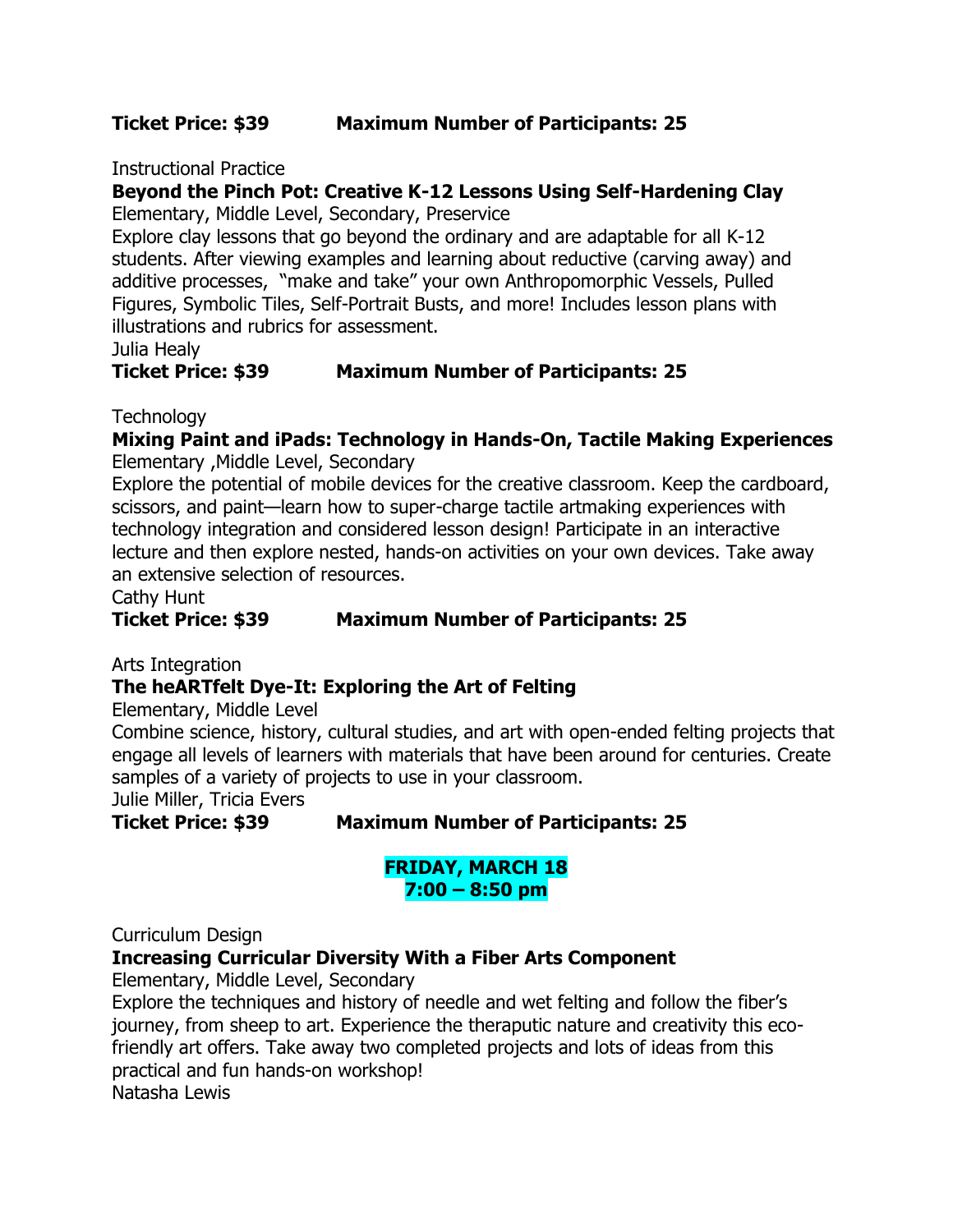**Ticket Price: $39 Maximum Number of Participants: 25**

Instructional Practice

**Beyond the Pinch Pot: Creative K-12 Lessons Using Self-Hardening Clay**

Elementary, Middle Level, Secondary, Preservice

Explore clay lessons that go beyond the ordinary and are adaptable for all K-12 students. After viewing examples and learning about reductive (carving away) and additive processes, "make and take" your own Anthropomorphic Vessels, Pulled Figures, Symbolic Tiles, Self-Portrait Busts, and more! Includes lesson plans with illustrations and rubrics for assessment.

Julia Healy

**Ticket Price: $39 Maximum Number of Participants: 25**

Technology

**Mixing Paint and iPads: Technology in Hands-On, Tactile Making Experiences**

Elementary ,Middle Level, Secondary

Explore the potential of mobile devices for the creative classroom. Keep the cardboard, scissors, and paint—learn how to super-charge tactile artmaking experiences with technology integration and considered lesson design! Participate in an interactive lecture and then explore nested, hands-on activities on your own devices. Take away an extensive selection of resources.

Cathy Hunt

**Ticket Price: $39 Maximum Number of Participants: 25**

Arts Integration

**The heARTfelt Dye-It: Exploring the Art of Felting**

Elementary, Middle Level

Combine science, history, cultural studies, and art with open-ended felting projects that engage all levels of learners with materials that have been around for centuries. Create samples of a variety of projects to use in your classroom.

Julie Miller, Tricia Evers

**Ticket Price: $39 Maximum Number of Participants: 25**

## FRIDAY, MARCH 18
## 7:00 – 8:50 pm

Curriculum Design

**Increasing Curricular Diversity With a Fiber Arts Component**

Elementary, Middle Level, Secondary

Explore the techniques and history of needle and wet felting and follow the fiber's journey, from sheep to art. Experience the theraputic nature and creativity this eco-friendly art offers. Take away two completed projects and lots of ideas from this practical and fun hands-on workshop!

Natasha Lewis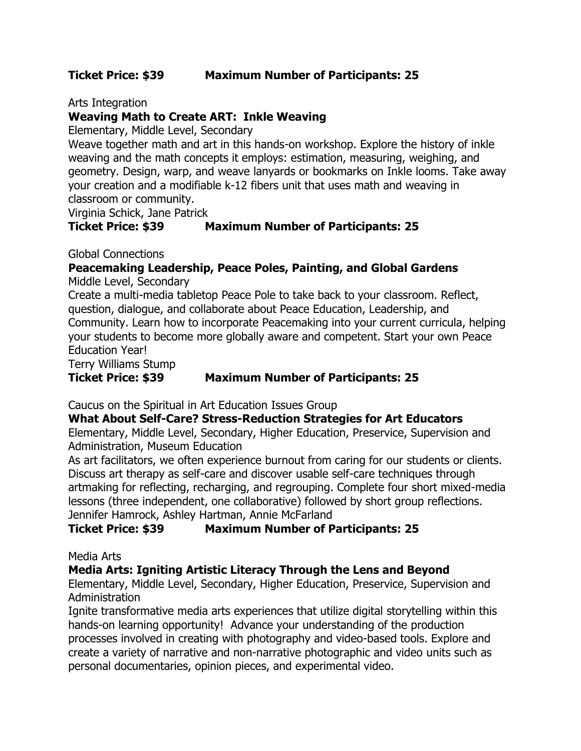**Ticket Price: $39 Maximum Number of Participants: 25**

Arts Integration

**Weaving Math to Create ART: Inkle Weaving**

Elementary, Middle Level, Secondary

Weave together math and art in this hands-on workshop. Explore the history of inkle weaving and the math concepts it employs: estimation, measuring, weighing, and geometry. Design, warp, and weave lanyards or bookmarks on Inkle looms. Take away your creation and a modifiable k-12 fibers unit that uses math and weaving in classroom or community.

Virginia Schick, Jane Patrick

**Ticket Price: $39 Maximum Number of Participants: 25**

Global Connections

**Peacemaking Leadership, Peace Poles, Painting, and Global Gardens**

Middle Level, Secondary

Create a multi-media tabletop Peace Pole to take back to your classroom. Reflect, question, dialogue, and collaborate about Peace Education, Leadership, and Community. Learn how to incorporate Peacemaking into your current curricula, helping your students to become more globally aware and competent. Start your own Peace Education Year!

Terry Williams Stump

**Ticket Price: $39 Maximum Number of Participants: 25**

Caucus on the Spiritual in Art Education Issues Group

**What About Self-Care? Stress-Reduction Strategies for Art Educators**

Elementary, Middle Level, Secondary, Higher Education, Preservice, Supervision and Administration, Museum Education

As art facilitators, we often experience burnout from caring for our students or clients. Discuss art therapy as self-care and discover usable self-care techniques through artmaking for reflecting, recharging, and regrouping. Complete four short mixed-media lessons (three independent, one collaborative) followed by short group reflections.

Jennifer Hamrock, Ashley Hartman, Annie McFarland

**Ticket Price: $39 Maximum Number of Participants: 25**

Media Arts

**Media Arts: Igniting Artistic Literacy Through the Lens and Beyond**

Elementary, Middle Level, Secondary, Higher Education, Preservice, Supervision and Administration

Ignite transformative media arts experiences that utilize digital storytelling within this hands-on learning opportunity! Advance your understanding of the production processes involved in creating with photography and video-based tools. Explore and create a variety of narrative and non-narrative photographic and video units such as personal documentaries, opinion pieces, and experimental video.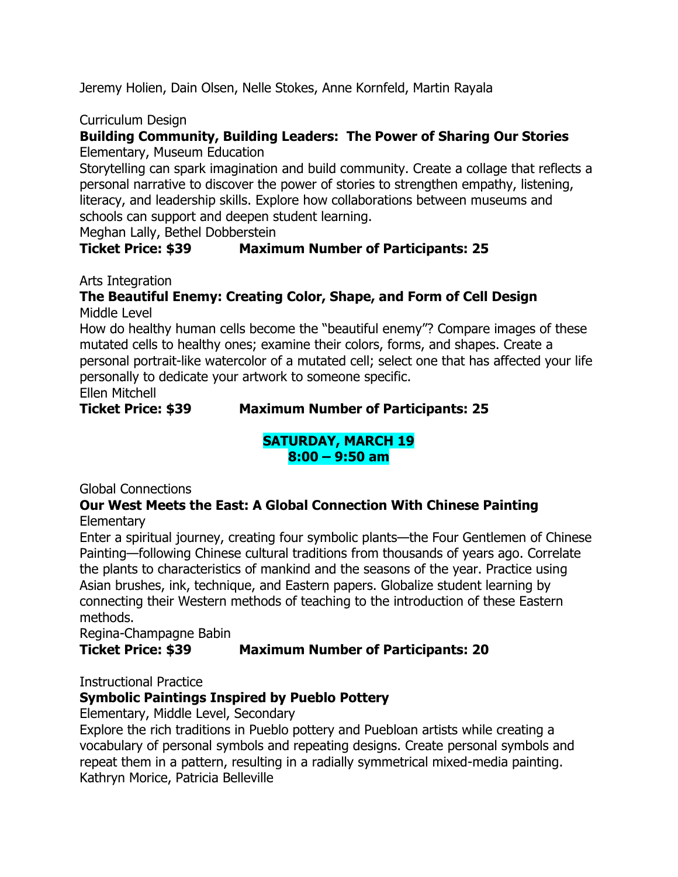Jeremy Holien, Dain Olsen, Nelle Stokes, Anne Kornfeld, Martin Rayala

Curriculum Design

**Building Community, Building Leaders: The Power of Sharing Our Stories**

Elementary, Museum Education

Storytelling can spark imagination and build community. Create a collage that reflects a personal narrative to discover the power of stories to strengthen empathy, listening, literacy, and leadership skills. Explore how collaborations between museums and schools can support and deepen student learning.

Meghan Lally, Bethel Dobberstein

**Ticket Price: $39 Maximum Number of Participants: 25**

Arts Integration

**The Beautiful Enemy: Creating Color, Shape, and Form of Cell Design**

Middle Level

How do healthy human cells become the "beautiful enemy"? Compare images of these mutated cells to healthy ones; examine their colors, forms, and shapes. Create a personal portrait-like watercolor of a mutated cell; select one that has affected your life personally to dedicate your artwork to someone specific.

Ellen Mitchell

**Ticket Price: $39 Maximum Number of Participants: 25**

## SATURDAY, MARCH 19
## 8:00 – 9:50 am

Global Connections

**Our West Meets the East: A Global Connection With Chinese Painting**

Elementary

Enter a spiritual journey, creating four symbolic plants—the Four Gentlemen of Chinese Painting—following Chinese cultural traditions from thousands of years ago. Correlate the plants to characteristics of mankind and the seasons of the year. Practice using Asian brushes, ink, technique, and Eastern papers. Globalize student learning by connecting their Western methods of teaching to the introduction of these Eastern methods.

Regina-Champagne Babin

**Ticket Price: $39 Maximum Number of Participants: 20**

Instructional Practice

**Symbolic Paintings Inspired by Pueblo Pottery**

Elementary, Middle Level, Secondary

Explore the rich traditions in Pueblo pottery and Puebloan artists while creating a vocabulary of personal symbols and repeating designs. Create personal symbols and repeat them in a pattern, resulting in a radially symmetrical mixed-media painting.

Kathryn Morice, Patricia Belleville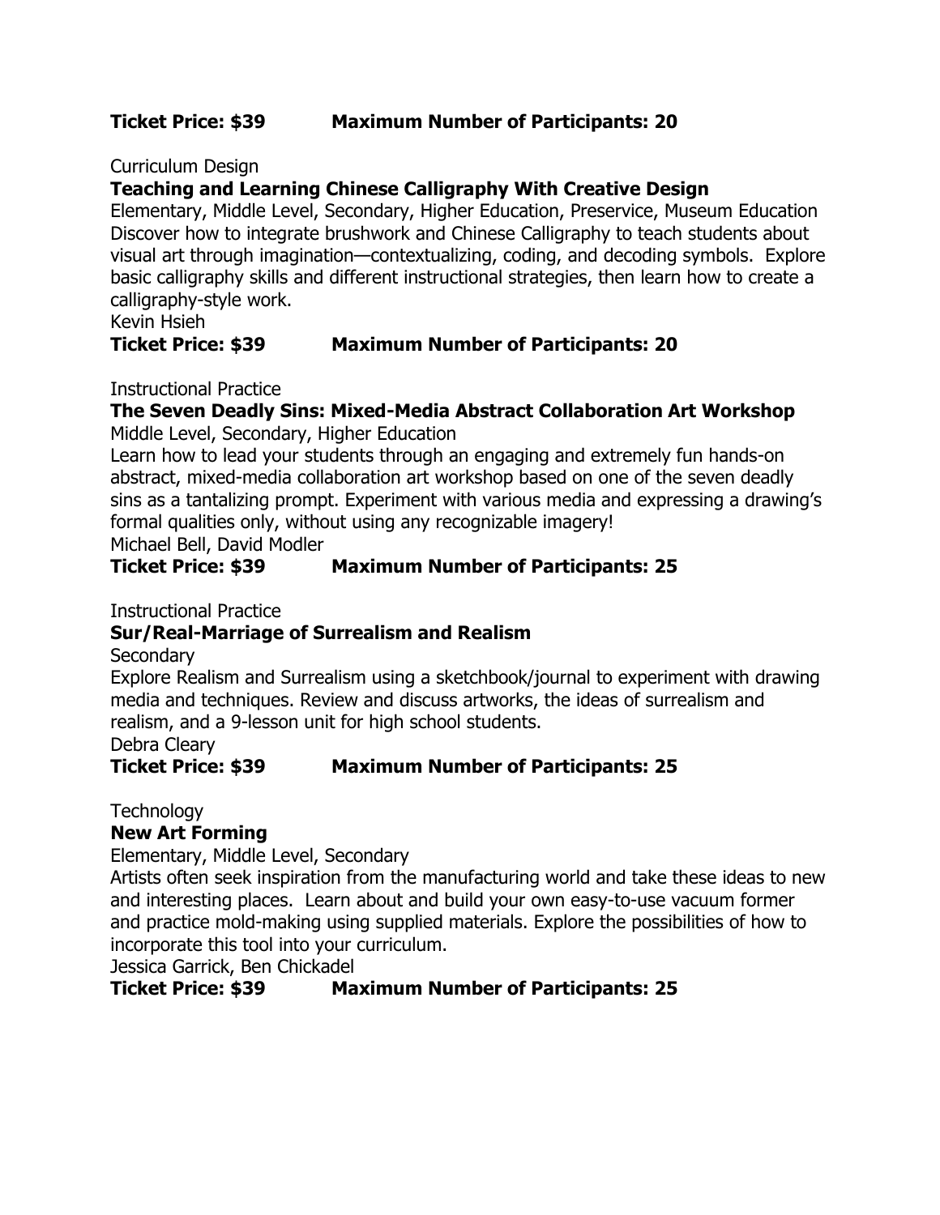**Ticket Price: $39 Maximum Number of Participants: 20**

Curriculum Design

**Teaching and Learning Chinese Calligraphy With Creative Design**

Elementary, Middle Level, Secondary, Higher Education, Preservice, Museum Education

Discover how to integrate brushwork and Chinese Calligraphy to teach students about visual art through imagination—contextualizing, coding, and decoding symbols. Explore basic calligraphy skills and different instructional strategies, then learn how to create a calligraphy-style work.

Kevin Hsieh

**Ticket Price: $39 Maximum Number of Participants: 20**

Instructional Practice

**The Seven Deadly Sins: Mixed-Media Abstract Collaboration Art Workshop**

Middle Level, Secondary, Higher Education

Learn how to lead your students through an engaging and extremely fun hands-on abstract, mixed-media collaboration art workshop based on one of the seven deadly sins as a tantalizing prompt. Experiment with various media and expressing a drawing's formal qualities only, without using any recognizable imagery!

Michael Bell, David Modler

**Ticket Price: $39 Maximum Number of Participants: 25**

Instructional Practice

**Sur/Real-Marriage of Surrealism and Realism**

Secondary

Explore Realism and Surrealism using a sketchbook/journal to experiment with drawing media and techniques. Review and discuss artworks, the ideas of surrealism and realism, and a 9-lesson unit for high school students.

Debra Cleary

**Ticket Price: $39 Maximum Number of Participants: 25**

Technology

**New Art Forming**

Elementary, Middle Level, Secondary

Artists often seek inspiration from the manufacturing world and take these ideas to new and interesting places. Learn about and build your own easy-to-use vacuum former and practice mold-making using supplied materials. Explore the possibilities of how to incorporate this tool into your curriculum.

Jessica Garrick, Ben Chickadel

**Ticket Price: $39 Maximum Number of Participants: 25**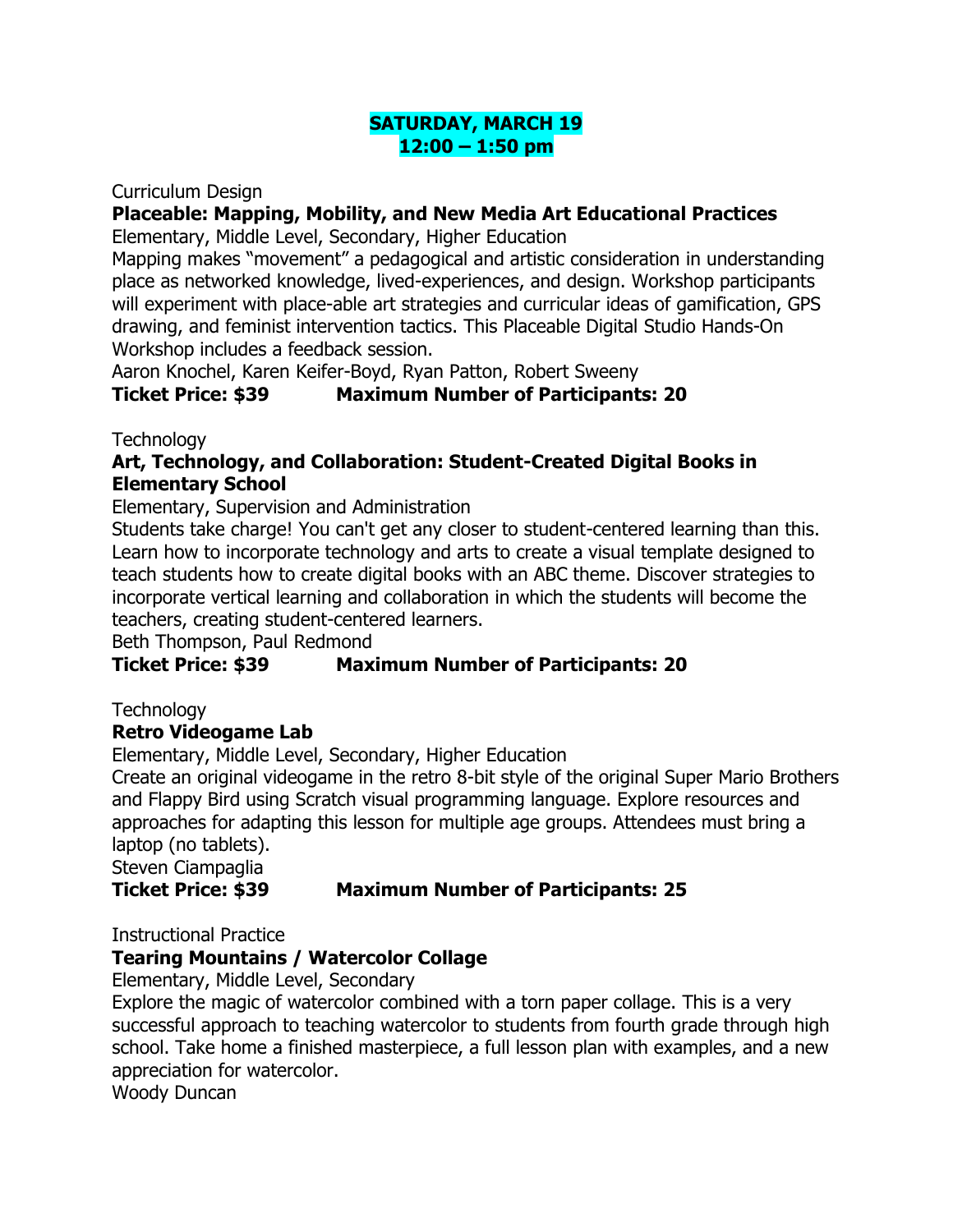**SATURDAY, MARCH 19**
**12:00 – 1:50 pm**

Curriculum Design

**Placeable: Mapping, Mobility, and New Media Art Educational Practices**

Elementary, Middle Level, Secondary, Higher Education

Mapping makes "movement" a pedagogical and artistic consideration in understanding place as networked knowledge, lived-experiences, and design. Workshop participants will experiment with place-able art strategies and curricular ideas of gamification, GPS drawing, and feminist intervention tactics. This Placeable Digital Studio Hands-On Workshop includes a feedback session.

Aaron Knochel, Karen Keifer-Boyd, Ryan Patton, Robert Sweeny

**Ticket Price: $39 Maximum Number of Participants: 20**

Technology

**Art, Technology, and Collaboration: Student-Created Digital Books in Elementary School**

Elementary, Supervision and Administration

Students take charge! You can't get any closer to student-centered learning than this. Learn how to incorporate technology and arts to create a visual template designed to teach students how to create digital books with an ABC theme. Discover strategies to incorporate vertical learning and collaboration in which the students will become the teachers, creating student-centered learners.

Beth Thompson, Paul Redmond

**Ticket Price: $39 Maximum Number of Participants: 20**

Technology

**Retro Videogame Lab**

Elementary, Middle Level, Secondary, Higher Education

Create an original videogame in the retro 8-bit style of the original Super Mario Brothers and Flappy Bird using Scratch visual programming language. Explore resources and approaches for adapting this lesson for multiple age groups. Attendees must bring a laptop (no tablets).

Steven Ciampaglia

**Ticket Price: $39 Maximum Number of Participants: 25**

Instructional Practice

**Tearing Mountains / Watercolor Collage**

Elementary, Middle Level, Secondary

Explore the magic of watercolor combined with a torn paper collage. This is a very successful approach to teaching watercolor to students from fourth grade through high school. Take home a finished masterpiece, a full lesson plan with examples, and a new appreciation for watercolor.

Woody Duncan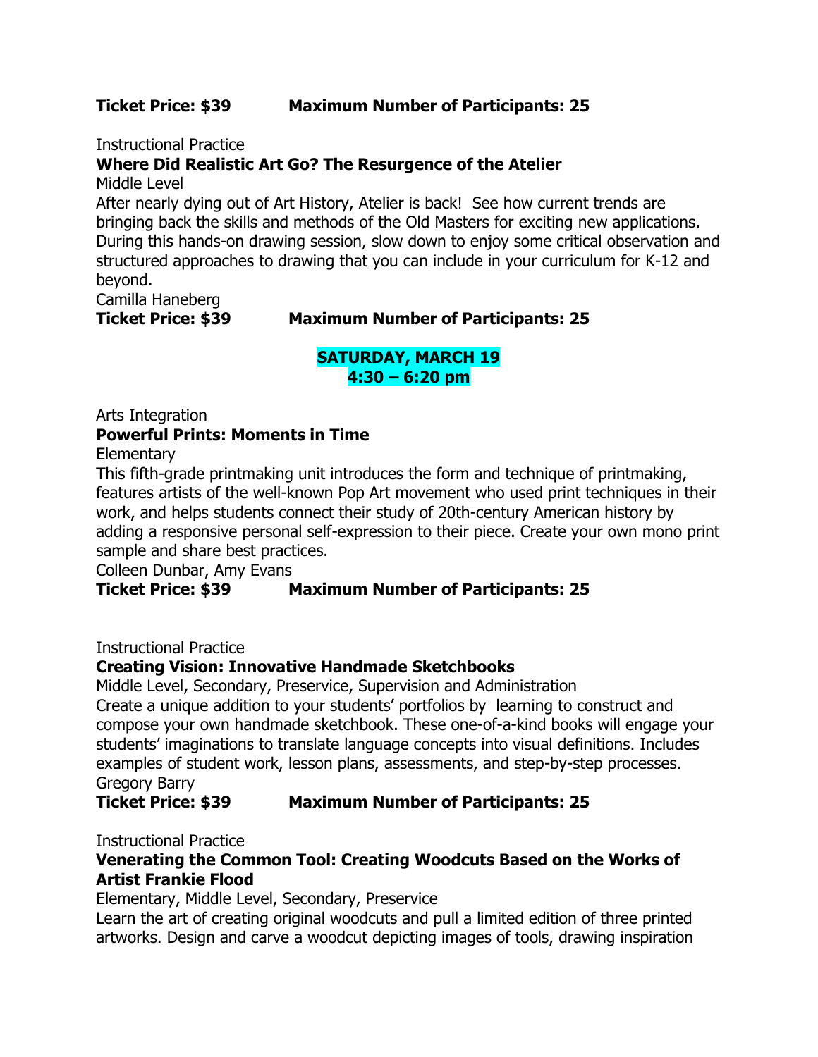**Ticket Price: $39          Maximum Number of Participants: 25**

Instructional Practice

**Where Did Realistic Art Go? The Resurgence of the Atelier**

Middle Level

After nearly dying out of Art History, Atelier is back!  See how current trends are bringing back the skills and methods of the Old Masters for exciting new applications. During this hands-on drawing session, slow down to enjoy some critical observation and structured approaches to drawing that you can include in your curriculum for K-12 and beyond.

Camilla Haneberg

**Ticket Price: $39          Maximum Number of Participants: 25**

## SATURDAY, MARCH 19
## 4:30 – 6:20 pm

Arts Integration

**Powerful Prints: Moments in Time**

Elementary

This fifth-grade printmaking unit introduces the form and technique of printmaking, features artists of the well-known Pop Art movement who used print techniques in their work, and helps students connect their study of 20th-century American history by adding a responsive personal self-expression to their piece. Create your own mono print sample and share best practices.

Colleen Dunbar, Amy Evans

**Ticket Price: $39          Maximum Number of Participants: 25**

Instructional Practice

**Creating Vision: Innovative Handmade Sketchbooks**

Middle Level, Secondary, Preservice, Supervision and Administration

Create a unique addition to your students' portfolios by  learning to construct and compose your own handmade sketchbook. These one-of-a-kind books will engage your students' imaginations to translate language concepts into visual definitions. Includes examples of student work, lesson plans, assessments, and step-by-step processes.

Gregory Barry

**Ticket Price: $39          Maximum Number of Participants: 25**

Instructional Practice

**Venerating the Common Tool: Creating Woodcuts Based on the Works of Artist Frankie Flood**

Elementary, Middle Level, Secondary, Preservice

Learn the art of creating original woodcuts and pull a limited edition of three printed artworks. Design and carve a woodcut depicting images of tools, drawing inspiration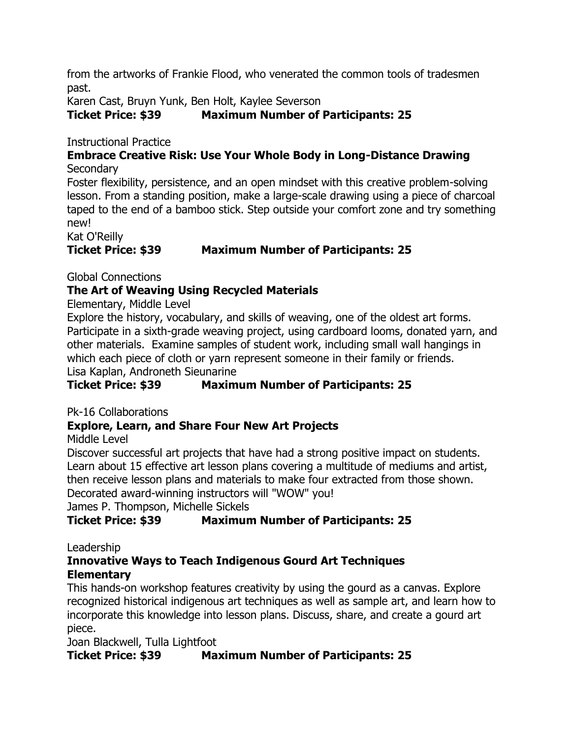from the artworks of Frankie Flood, who venerated the common tools of tradesmen past.

Karen Cast, Bruyn Yunk, Ben Holt, Kaylee Severson

**Ticket Price: $39 Maximum Number of Participants: 25**

Instructional Practice

**Embrace Creative Risk: Use Your Whole Body in Long-Distance Drawing**

Secondary

Foster flexibility, persistence, and an open mindset with this creative problem-solving lesson. From a standing position, make a large-scale drawing using a piece of charcoal taped to the end of a bamboo stick. Step outside your comfort zone and try something new!

Kat O'Reilly

**Ticket Price: $39 Maximum Number of Participants: 25**

Global Connections

**The Art of Weaving Using Recycled Materials**

Elementary, Middle Level

Explore the history, vocabulary, and skills of weaving, one of the oldest art forms. Participate in a sixth-grade weaving project, using cardboard looms, donated yarn, and other materials. Examine samples of student work, including small wall hangings in which each piece of cloth or yarn represent someone in their family or friends.

Lisa Kaplan, Androneth Sieunarine

**Ticket Price: $39 Maximum Number of Participants: 25**

Pk-16 Collaborations

**Explore, Learn, and Share Four New Art Projects**

Middle Level

Discover successful art projects that have had a strong positive impact on students. Learn about 15 effective art lesson plans covering a multitude of mediums and artist, then receive lesson plans and materials to make four extracted from those shown. Decorated award-winning instructors will "WOW" you!

James P. Thompson, Michelle Sickels

**Ticket Price: $39 Maximum Number of Participants: 25**

Leadership

**Innovative Ways to Teach Indigenous Gourd Art Techniques**
**Elementary**

This hands-on workshop features creativity by using the gourd as a canvas. Explore recognized historical indigenous art techniques as well as sample art, and learn how to incorporate this knowledge into lesson plans. Discuss, share, and create a gourd art piece.

Joan Blackwell, Tulla Lightfoot

**Ticket Price: $39 Maximum Number of Participants: 25**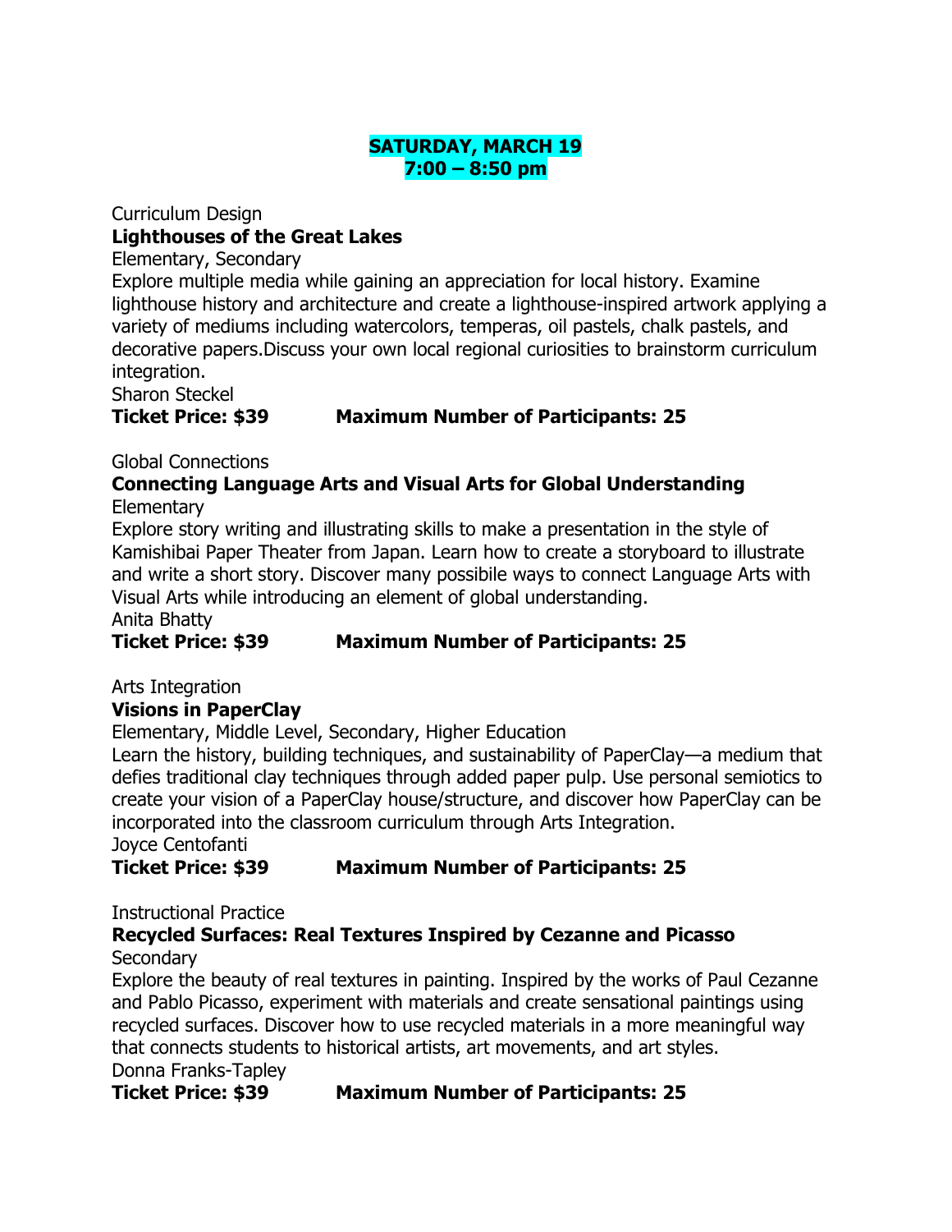**SATURDAY, MARCH 19**
**7:00 – 8:50 pm**

Curriculum Design

**Lighthouses of the Great Lakes**

Elementary, Secondary

Explore multiple media while gaining an appreciation for local history. Examine lighthouse history and architecture and create a lighthouse-inspired artwork applying a variety of mediums including watercolors, temperas, oil pastels, chalk pastels, and decorative papers.Discuss your own local regional curiosities to brainstorm curriculum integration.

Sharon Steckel

**Ticket Price: $39 Maximum Number of Participants: 25**

Global Connections

**Connecting Language Arts and Visual Arts for Global Understanding**

Elementary

Explore story writing and illustrating skills to make a presentation in the style of Kamishibai Paper Theater from Japan. Learn how to create a storyboard to illustrate and write a short story. Discover many possibile ways to connect Language Arts with Visual Arts while introducing an element of global understanding.

Anita Bhatty

**Ticket Price: $39 Maximum Number of Participants: 25**

Arts Integration

**Visions in PaperClay**

Elementary, Middle Level, Secondary, Higher Education

Learn the history, building techniques, and sustainability of PaperClay—a medium that defies traditional clay techniques through added paper pulp. Use personal semiotics to create your vision of a PaperClay house/structure, and discover how PaperClay can be incorporated into the classroom curriculum through Arts Integration.

Joyce Centofanti

**Ticket Price: $39 Maximum Number of Participants: 25**

Instructional Practice

**Recycled Surfaces: Real Textures Inspired by Cezanne and Picasso**

Secondary

Explore the beauty of real textures in painting. Inspired by the works of Paul Cezanne and Pablo Picasso, experiment with materials and create sensational paintings using recycled surfaces. Discover how to use recycled materials in a more meaningful way that connects students to historical artists, art movements, and art styles.

Donna Franks-Tapley

**Ticket Price: $39 Maximum Number of Participants: 25**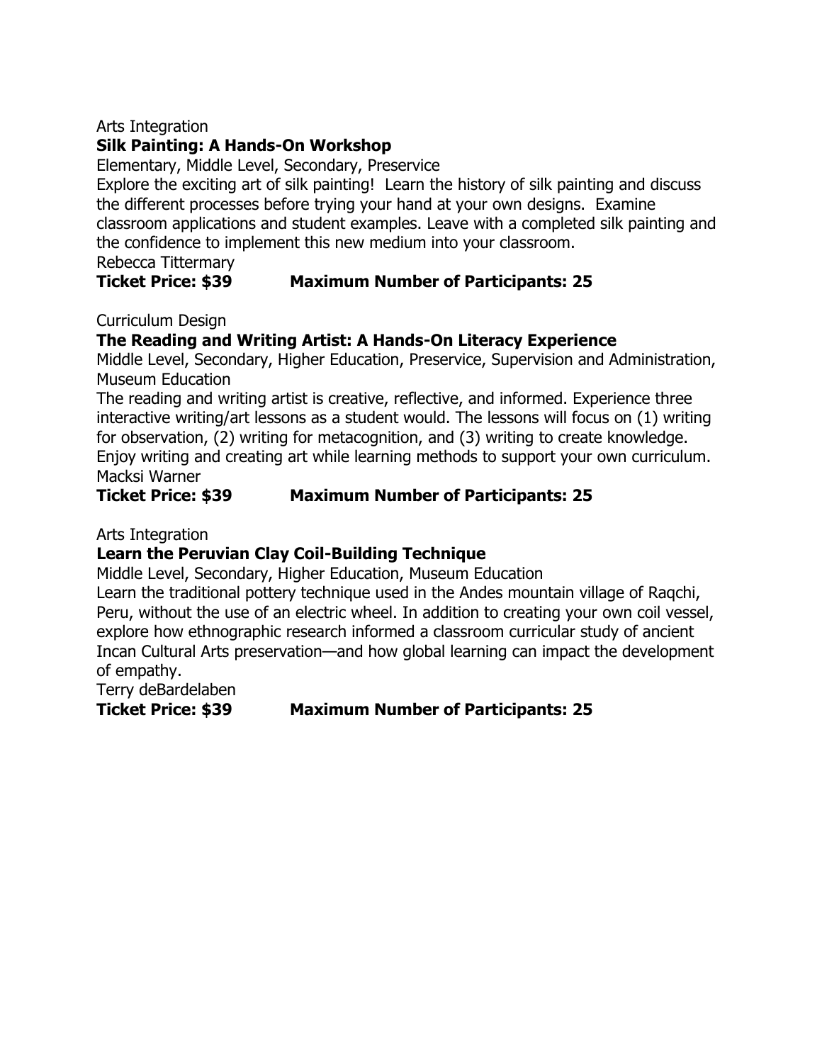Arts Integration

**Silk Painting: A Hands-On Workshop**

Elementary, Middle Level, Secondary, Preservice

Explore the exciting art of silk painting! Learn the history of silk painting and discuss the different processes before trying your hand at your own designs. Examine classroom applications and student examples. Leave with a completed silk painting and the confidence to implement this new medium into your classroom.

Rebecca Tittermary

**Ticket Price: $39 Maximum Number of Participants: 25**

Curriculum Design

**The Reading and Writing Artist: A Hands-On Literacy Experience**

Middle Level, Secondary, Higher Education, Preservice, Supervision and Administration, Museum Education

The reading and writing artist is creative, reflective, and informed. Experience three interactive writing/art lessons as a student would. The lessons will focus on (1) writing for observation, (2) writing for metacognition, and (3) writing to create knowledge. Enjoy writing and creating art while learning methods to support your own curriculum.

Macksi Warner

**Ticket Price: $39 Maximum Number of Participants: 25**

Arts Integration

**Learn the Peruvian Clay Coil-Building Technique**

Middle Level, Secondary, Higher Education, Museum Education

Learn the traditional pottery technique used in the Andes mountain village of Raqchi, Peru, without the use of an electric wheel. In addition to creating your own coil vessel, explore how ethnographic research informed a classroom curricular study of ancient Incan Cultural Arts preservation—and how global learning can impact the development of empathy.

Terry deBardelaben

**Ticket Price: $39 Maximum Number of Participants: 25**